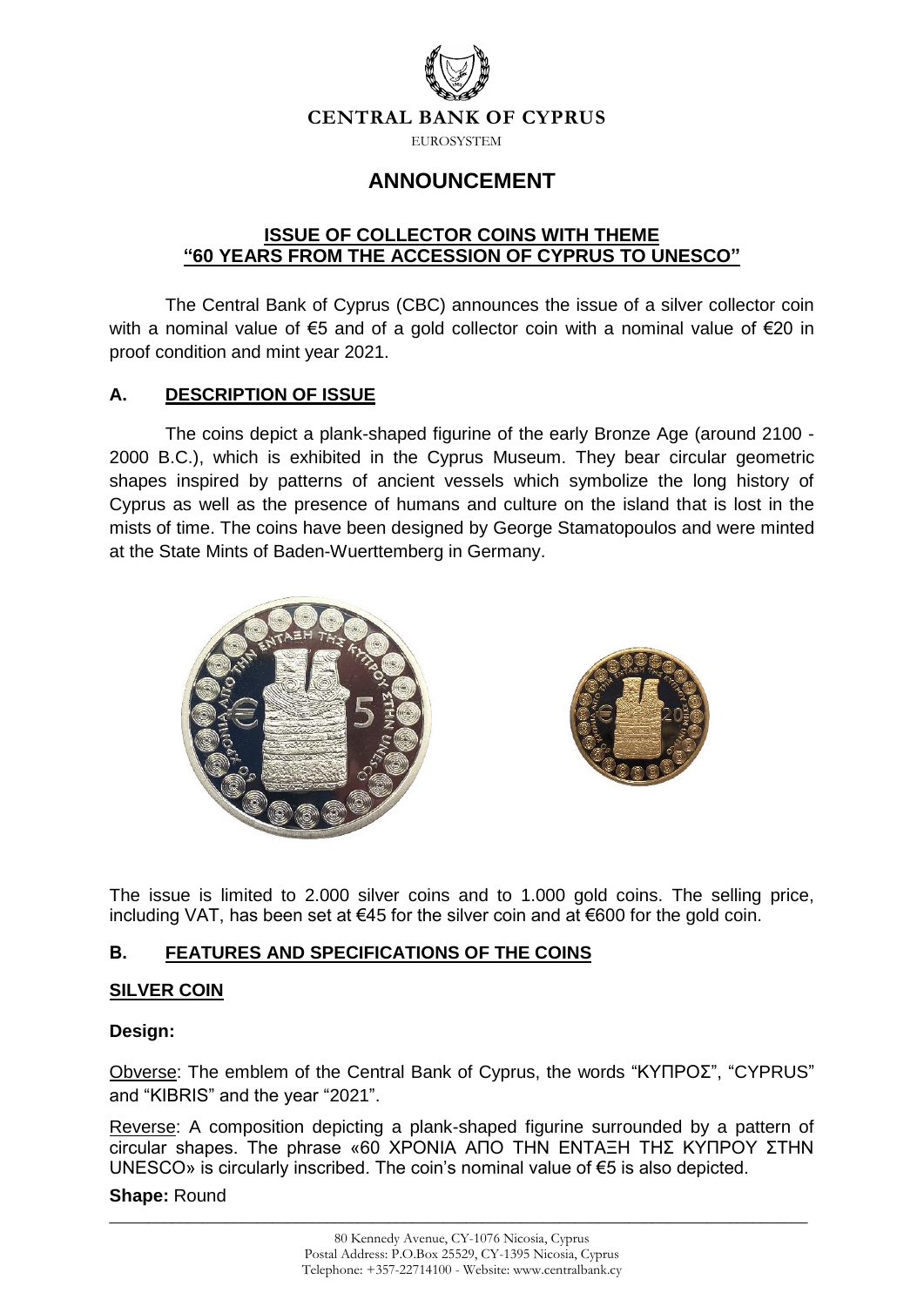**CENTRAL BANK OF CYPRUS**

EUROSYSTEM

# ANNOUNCEMENT

## ISSUE OF COLLECTOR COINS WITH THEME "60 YEARS FROM THE ACCESSION OF CYPRUS TO UNESCO"

The Central Bank of Cyprus (CBC) announces the issue of a silver collector coin with a nominal value of €5 and of a gold collector coin with a nominal value of €20 in proof condition and mint year 2021.

### A. DESCRIPTION OF ISSUE

The coins depict a plank-shaped figurine of the early Bronze Age (around 2100 - 2000 B.C.), which is exhibited in the Cyprus Museum. They bear circular geometric shapes inspired by patterns of ancient vessels which symbolize the long history of Cyprus as well as the presence of humans and culture on the island that is lost in the mists of time. The coins have been designed by George Stamatopoulos and were minted at the State Mints of Baden-Wuerttemberg in Germany.

The issue is limited to 2.000 silver coins and to 1.000 gold coins. The selling price, including VAT, has been set at €45 for the silver coin and at €600 for the gold coin.

### B. FEATURES AND SPECIFICATIONS OF THE COINS

#### SILVER COIN

**Design:**

Obverse: The emblem of the Central Bank of Cyprus, the words "ΚΥΠΡΟΣ", "CYPRUS" and "KIBRIS" and the year "2021".

Reverse: A composition depicting a plank-shaped figurine surrounded by a pattern of circular shapes. The phrase «60 ΧΡΟΝΙΑ ΑΠΟ ΤΗΝ ΕΝΤΑΞΗ ΤΗΣ ΚΥΠΡΟΥ ΣΤΗΝ UNESCO» is circularly inscribed. The coin's nominal value of €5 is also depicted.

**Shape:** Round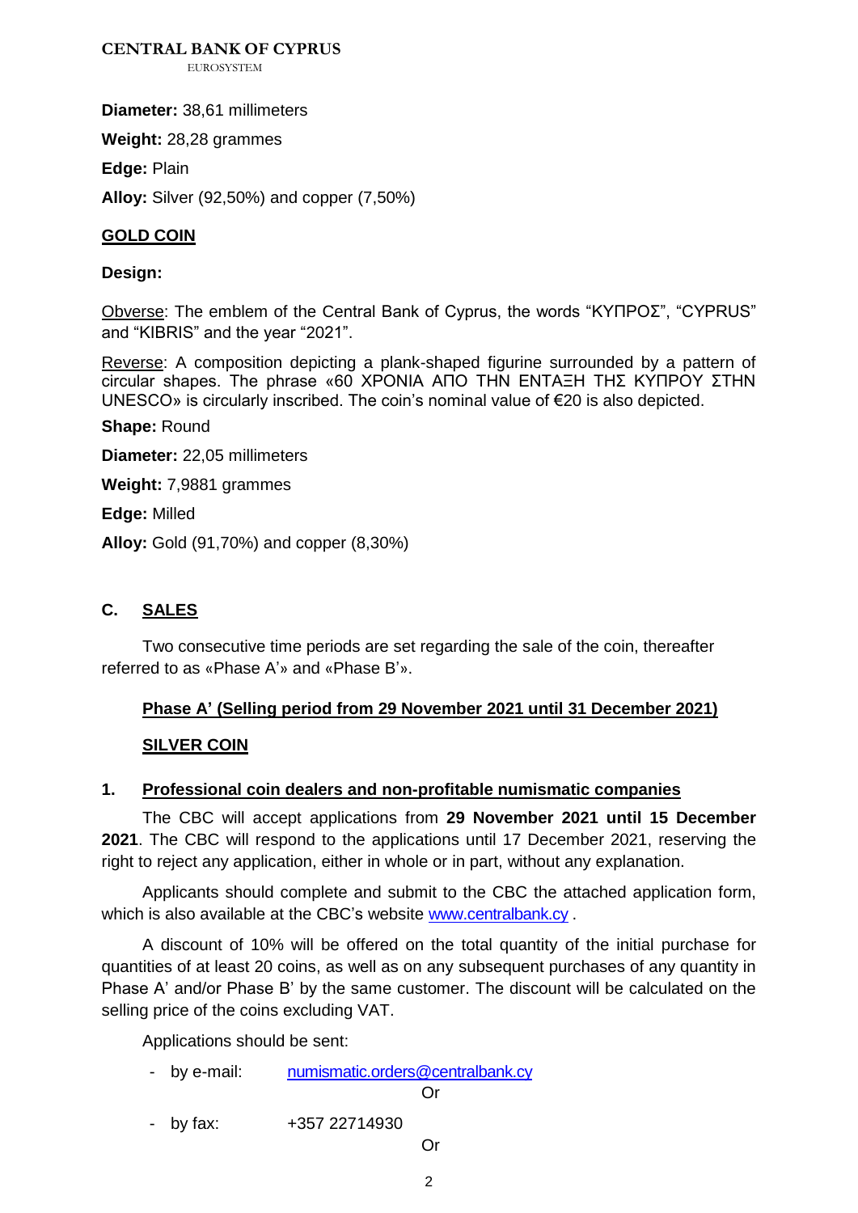**Diameter:** 38,61 millimeters

**Weight:** 28,28 grammes

**Edge:** Plain

**Alloy:** Silver (92,50%) and copper (7,50%)

**GOLD COIN**

**Design:**

Obverse: The emblem of the Central Bank of Cyprus, the words "ΚΥΠΡΟΣ", "CYPRUS" and "KIBRIS" and the year "2021".

Reverse: A composition depicting a plank-shaped figurine surrounded by a pattern of circular shapes. The phrase «60 ΧΡΟΝΙΑ ΑΠΟ ΤΗΝ ΕΝΤΑΞΗ ΤΗΣ ΚΥΠΡΟΥ ΣΤΗΝ UNESCO» is circularly inscribed. The coin's nominal value of €20 is also depicted.

**Shape:** Round

**Diameter:** 22,05 millimeters

**Weight:** 7,9881 grammes

**Edge:** Milled

**Alloy:** Gold (91,70%) and copper (8,30%)

## C. SALES

Two consecutive time periods are set regarding the sale of the coin, thereafter referred to as «Phase A'» and «Phase B'».

### Phase A' (Selling period from 29 November 2021 until 31 December 2021)

**SILVER COIN**

#### 1. Professional coin dealers and non-profitable numismatic companies

The CBC will accept applications from **29 November 2021 until 15 December 2021**. The CBC will respond to the applications until 17 December 2021, reserving the right to reject any application, either in whole or in part, without any explanation.

Applicants should complete and submit to the CBC the attached application form, which is also available at the CBC's website www.centralbank.cy .

A discount of 10% will be offered on the total quantity of the initial purchase for quantities of at least 20 coins, as well as on any subsequent purchases of any quantity in Phase A' and/or Phase B' by the same customer. The discount will be calculated on the selling price of the coins excluding VAT.

Applications should be sent:

- by e-mail: numismatic.orders@centralbank.cy

  Or

- by fax: +357 22714930

  Or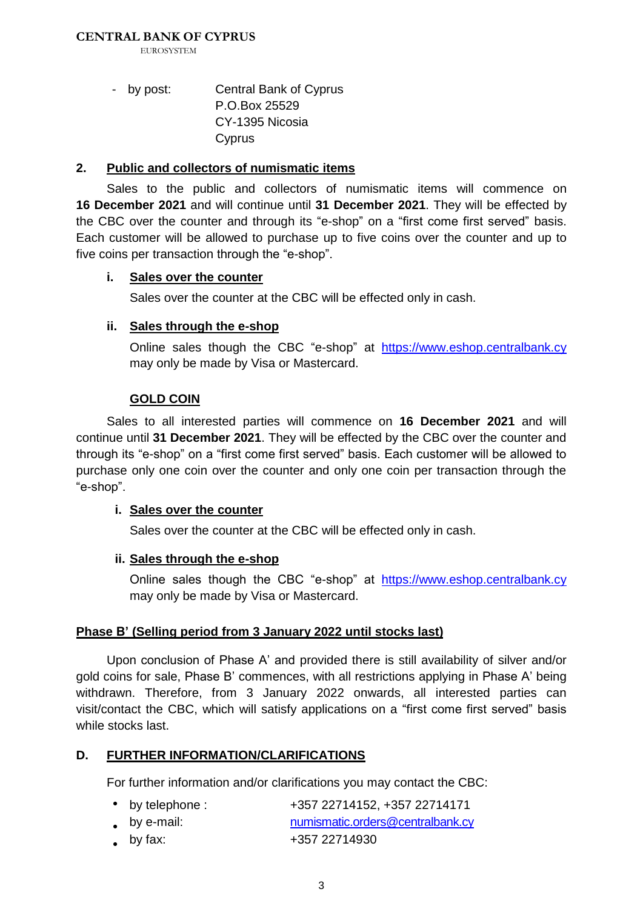- by post: Central Bank of Cyprus
  P.O.Box 25529
  CY-1395 Nicosia
  Cyprus

## 2. Public and collectors of numismatic items

Sales to the public and collectors of numismatic items will commence on **16 December 2021** and will continue until **31 December 2021**. They will be effected by the CBC over the counter and through its "e-shop" on a "first come first served" basis. Each customer will be allowed to purchase up to five coins over the counter and up to five coins per transaction through the "e-shop".

### i. Sales over the counter

Sales over the counter at the CBC will be effected only in cash.

### ii. Sales through the e-shop

Online sales though the CBC "e-shop" at https://www.eshop.centralbank.cy may only be made by Visa or Mastercard.

## GOLD COIN

Sales to all interested parties will commence on **16 December 2021** and will continue until **31 December 2021**. They will be effected by the CBC over the counter and through its "e-shop" on a "first come first served" basis. Each customer will be allowed to purchase only one coin over the counter and only one coin per transaction through the "e-shop".

### i. Sales over the counter

Sales over the counter at the CBC will be effected only in cash.

### ii. Sales through the e-shop

Online sales though the CBC "e-shop" at https://www.eshop.centralbank.cy may only be made by Visa or Mastercard.

## Phase B' (Selling period from 3 January 2022 until stocks last)

Upon conclusion of Phase A' and provided there is still availability of silver and/or gold coins for sale, Phase B' commences, with all restrictions applying in Phase A' being withdrawn. Therefore, from 3 January 2022 onwards, all interested parties can visit/contact the CBC, which will satisfy applications on a "first come first served" basis while stocks last.

## D. FURTHER INFORMATION/CLARIFICATIONS

For further information and/or clarifications you may contact the CBC:

- by telephone : +357 22714152, +357 22714171
- by e-mail: numismatic.orders@centralbank.cy
- by fax: +357 22714930